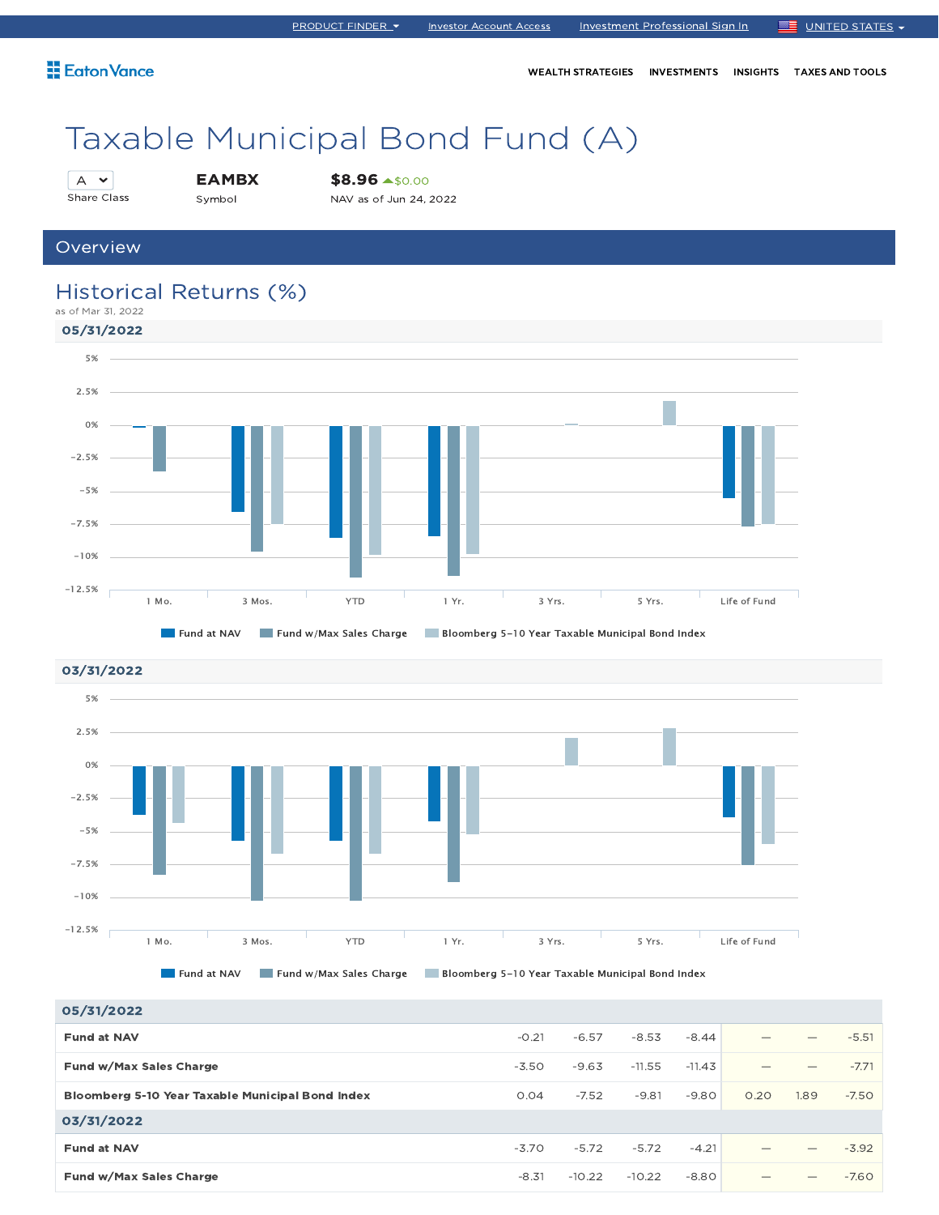PRODUCT FINDER | Investor Account Access | Investment Professional Sign In | UNITED STATES

Eaton Vance

WEALTH STRATEGIES | INVESTMENTS | INSIGHTS | TAXES AND TOOLS

# Taxable Municipal Bond Fund (A)

| Share Class | Symbol | NAV as of Jun 24, 2022 |
|---|---|---|
| A | EAMBX | $8.96 ▲$0.00 |

## Overview

### Historical Returns (%)

as of Mar 31, 2022

**05/31/2022**

Legend: Fund at NAV | Fund w/Max Sales Charge | Bloomberg 5–10 Year Taxable Municipal Bond Index

X-axis: 1 Mo. | 3 Mos. | YTD | 1 Yr. | 3 Yrs. | 5 Yrs. | Life of Fund

Y-axis: 5% to −12.5%

**03/31/2022**

Legend: Fund at NAV | Fund w/Max Sales Charge | Bloomberg 5–10 Year Taxable Municipal Bond Index

X-axis: 1 Mo. | 3 Mos. | YTD | 1 Yr. | 3 Yrs. | 5 Yrs. | Life of Fund

Y-axis: 5% to −12.5%

| | 1 Mo. | 3 Mos. | YTD | 1 Yr. | 3 Yrs. | 5 Yrs. | Life of Fund |
|---|---|---|---|---|---|---|---|
| **05/31/2022** | | | | | | | |
| **Fund at NAV** | -0.21 | -6.57 | -8.53 | -8.44 | — | — | -5.51 |
| **Fund w/Max Sales Charge** | -3.50 | -9.63 | -11.55 | -11.43 | — | — | -7.71 |
| **Bloomberg 5-10 Year Taxable Municipal Bond Index** | 0.04 | -7.52 | -9.81 | -9.80 | 0.20 | 1.89 | -7.50 |
| **03/31/2022** | | | | | | | |
| **Fund at NAV** | -3.70 | -5.72 | -5.72 | -4.21 | — | — | -3.92 |
| **Fund w/Max Sales Charge** | -8.31 | -10.22 | -10.22 | -8.80 | — | — | -7.60 |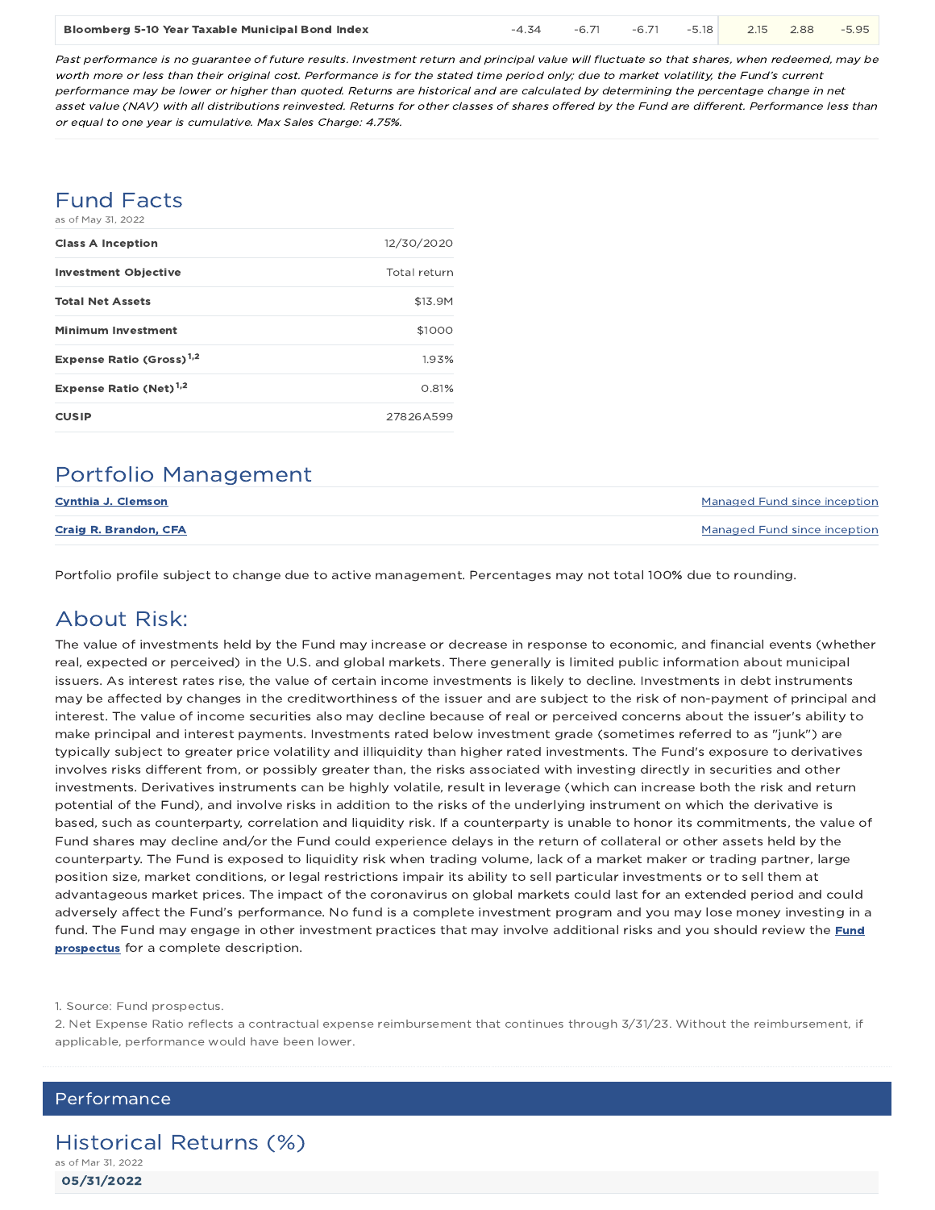| Bloomberg 5-10 Year Taxable Municipal Bond Index | -4.34 | -6.71 | -6.71 | -5.18 | 2.15 | 2.88 | -5.95 |
|---|---|---|---|---|---|---|---|

*Past performance is no guarantee of future results. Investment return and principal value will fluctuate so that shares, when redeemed, may be worth more or less than their original cost. Performance is for the stated time period only; due to market volatility, the Fund's current performance may be lower or higher than quoted. Returns are historical and are calculated by determining the percentage change in net asset value (NAV) with all distributions reinvested. Returns for other classes of shares offered by the Fund are different. Performance less than or equal to one year is cumulative. Max Sales Charge: 4.75%.*

## Fund Facts

as of May 31, 2022

| | |
|---|---|
| **Class A Inception** | 12/30/2020 |
| **Investment Objective** | Total return |
| **Total Net Assets** | $13.9M |
| **Minimum Investment** | $1000 |
| **Expense Ratio (Gross)[1,2]** | 1.93% |
| **Expense Ratio (Net)[1,2]** | 0.81% |
| **CUSIP** | 27826A599 |

## Portfolio Management

| | |
|---|---|
| **Cynthia J. Clemson** | Managed Fund since inception |
| **Craig R. Brandon, CFA** | Managed Fund since inception |

Portfolio profile subject to change due to active management. Percentages may not total 100% due to rounding.

## About Risk:

The value of investments held by the Fund may increase or decrease in response to economic, and financial events (whether real, expected or perceived) in the U.S. and global markets. There generally is limited public information about municipal issuers. As interest rates rise, the value of certain income investments is likely to decline. Investments in debt instruments may be affected by changes in the creditworthiness of the issuer and are subject to the risk of non-payment of principal and interest. The value of income securities also may decline because of real or perceived concerns about the issuer's ability to make principal and interest payments. Investments rated below investment grade (sometimes referred to as "junk") are typically subject to greater price volatility and illiquidity than higher rated investments. The Fund's exposure to derivatives involves risks different from, or possibly greater than, the risks associated with investing directly in securities and other investments. Derivatives instruments can be highly volatile, result in leverage (which can increase both the risk and return potential of the Fund), and involve risks in addition to the risks of the underlying instrument on which the derivative is based, such as counterparty, correlation and liquidity risk. If a counterparty is unable to honor its commitments, the value of Fund shares may decline and/or the Fund could experience delays in the return of collateral or other assets held by the counterparty. The Fund is exposed to liquidity risk when trading volume, lack of a market maker or trading partner, large position size, market conditions, or legal restrictions impair its ability to sell particular investments or to sell them at advantageous market prices. The impact of the coronavirus on global markets could last for an extended period and could adversely affect the Fund's performance. No fund is a complete investment program and you may lose money investing in a fund. The Fund may engage in other investment practices that may involve additional risks and you should review the **Fund prospectus** for a complete description.

1. Source: Fund prospectus.
2. Net Expense Ratio reflects a contractual expense reimbursement that continues through 3/31/23. Without the reimbursement, if applicable, performance would have been lower.

## Performance

## Historical Returns (%)

as of Mar 31, 2022

**05/31/2022**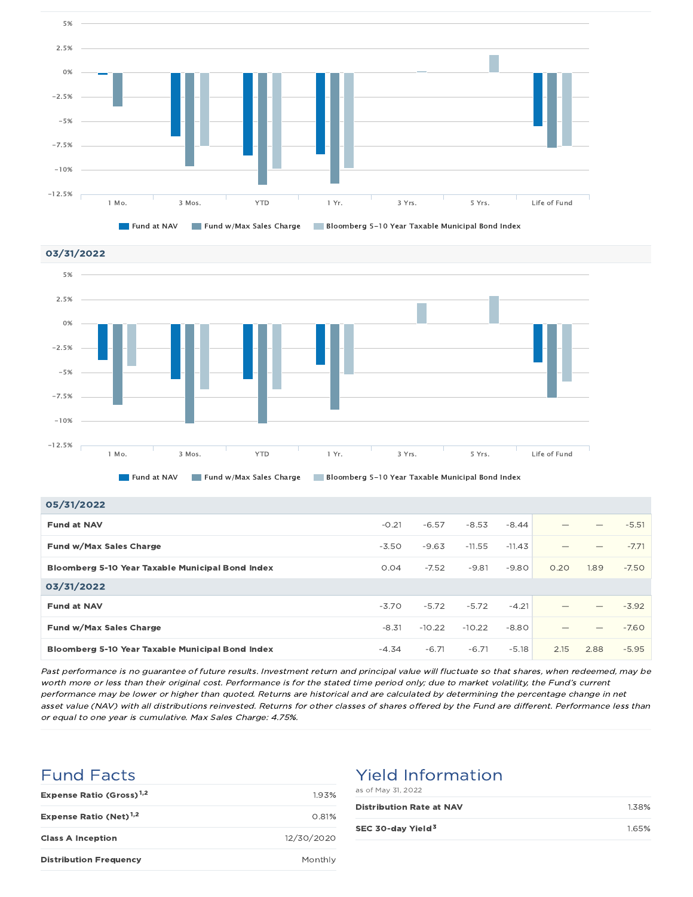5%
2.5%
0%
−2.5%
−5%
−7.5%
−10%
−12.5%

1 Mo. | 3 Mos. | YTD | 1 Yr. | 3 Yrs. | 5 Yrs. | Life of Fund

Fund at NAV | Fund w/Max Sales Charge | Bloomberg 5–10 Year Taxable Municipal Bond Index

**03/31/2022**

5%
2.5%
0%
−2.5%
−5%
−7.5%
−10%
−12.5%

1 Mo. | 3 Mos. | YTD | 1 Yr. | 3 Yrs. | 5 Yrs. | Life of Fund

Fund at NAV | Fund w/Max Sales Charge | Bloomberg 5–10 Year Taxable Municipal Bond Index

| | 1 Mo. | 3 Mos. | YTD | 1 Yr. | 3 Yrs. | 5 Yrs. | Life of Fund |
|---|---|---|---|---|---|---|---|
| **05/31/2022** | | | | | | | |
| **Fund at NAV** | -0.21 | -6.57 | -8.53 | -8.44 | — | — | -5.51 |
| **Fund w/Max Sales Charge** | -3.50 | -9.63 | -11.55 | -11.43 | — | — | -7.71 |
| **Bloomberg 5-10 Year Taxable Municipal Bond Index** | 0.04 | -7.52 | -9.81 | -9.80 | 0.20 | 1.89 | -7.50 |
| **03/31/2022** | | | | | | | |
| **Fund at NAV** | -3.70 | -5.72 | -5.72 | -4.21 | — | — | -3.92 |
| **Fund w/Max Sales Charge** | -8.31 | -10.22 | -10.22 | -8.80 | — | — | -7.60 |
| **Bloomberg 5-10 Year Taxable Municipal Bond Index** | -4.34 | -6.71 | -6.71 | -5.18 | 2.15 | 2.88 | -5.95 |

*Past performance is no guarantee of future results. Investment return and principal value will fluctuate so that shares, when redeemed, may be worth more or less than their original cost. Performance is for the stated time period only; due to market volatility, the Fund's current performance may be lower or higher than quoted. Returns are historical and are calculated by determining the percentage change in net asset value (NAV) with all distributions reinvested. Returns for other classes of shares offered by the Fund are different. Performance less than or equal to one year is cumulative. Max Sales Charge: 4.75%.*

## Fund Facts

| | |
|---|---|
| **Expense Ratio (Gross)** [1,2] | 1.93% |
| **Expense Ratio (Net)** [1,2] | 0.81% |
| **Class A Inception** | 12/30/2020 |
| **Distribution Frequency** | Monthly |

## Yield Information

as of May 31, 2022

| | |
|---|---|
| **Distribution Rate at NAV** | 1.38% |
| **SEC 30-day Yield** [3] | 1.65% |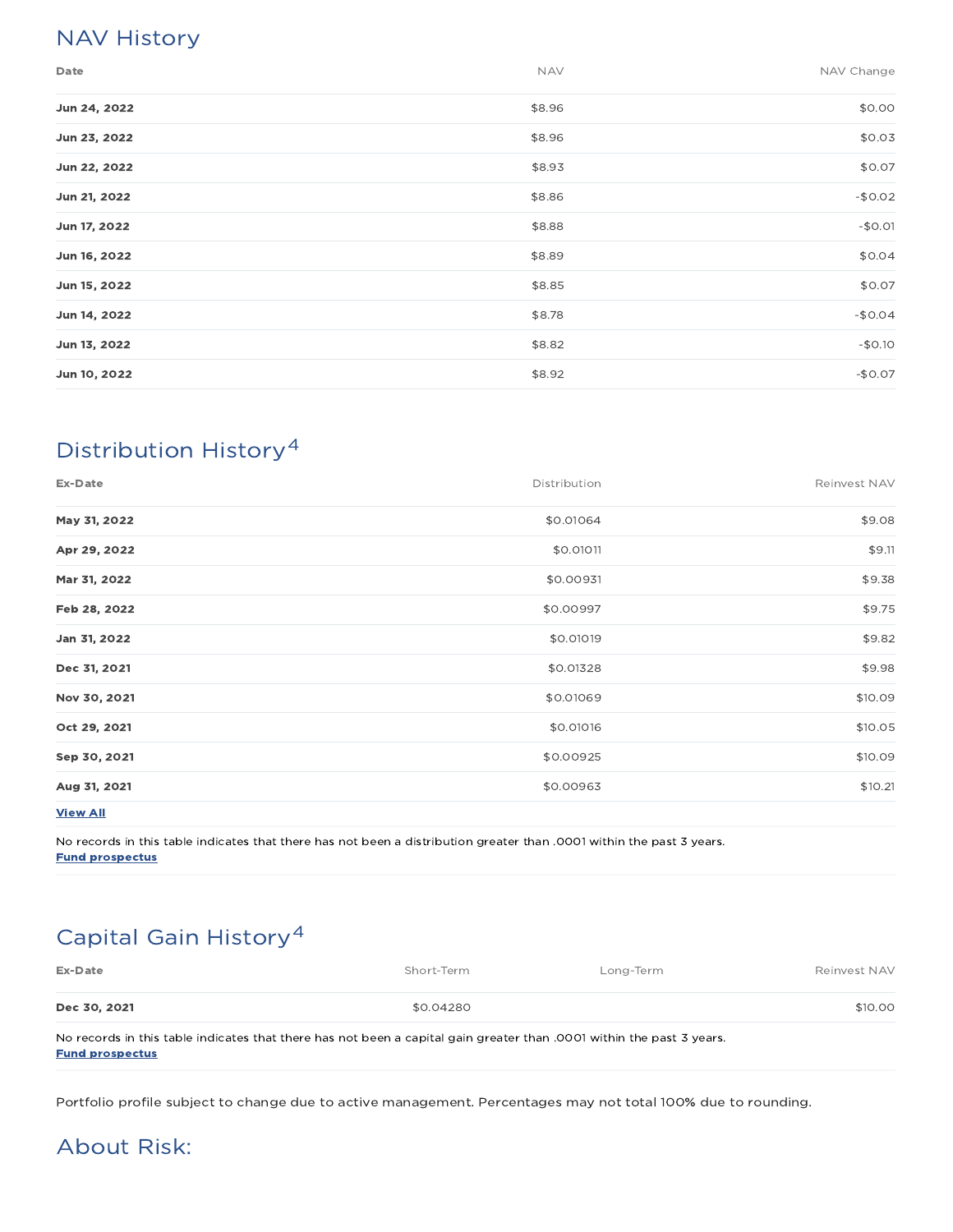## NAV History

| Date | NAV | NAV Change |
|---|---|---|
| **Jun 24, 2022** | $8.96 | $0.00 |
| **Jun 23, 2022** | $8.96 | $0.03 |
| **Jun 22, 2022** | $8.93 | $0.07 |
| **Jun 21, 2022** | $8.86 | -$0.02 |
| **Jun 17, 2022** | $8.88 | -$0.01 |
| **Jun 16, 2022** | $8.89 | $0.04 |
| **Jun 15, 2022** | $8.85 | $0.07 |
| **Jun 14, 2022** | $8.78 | -$0.04 |
| **Jun 13, 2022** | $8.82 | -$0.10 |
| **Jun 10, 2022** | $8.92 | -$0.07 |

## Distribution History[4]

| Ex-Date | Distribution | Reinvest NAV |
|---|---|---|
| **May 31, 2022** | $0.01064 | $9.08 |
| **Apr 29, 2022** | $0.01011 | $9.11 |
| **Mar 31, 2022** | $0.00931 | $9.38 |
| **Feb 28, 2022** | $0.00997 | $9.75 |
| **Jan 31, 2022** | $0.01019 | $9.82 |
| **Dec 31, 2021** | $0.01328 | $9.98 |
| **Nov 30, 2021** | $0.01069 | $10.09 |
| **Oct 29, 2021** | $0.01016 | $10.05 |
| **Sep 30, 2021** | $0.00925 | $10.09 |
| **Aug 31, 2021** | $0.00963 | $10.21 |

**View All**

No records in this table indicates that there has not been a distribution greater than .0001 within the past 3 years.
**Fund prospectus**

## Capital Gain History[4]

| Ex-Date | Short-Term | Long-Term | Reinvest NAV |
|---|---|---|---|
| **Dec 30, 2021** | $0.04280 | | $10.00 |

No records in this table indicates that there has not been a capital gain greater than .0001 within the past 3 years.
**Fund prospectus**

Portfolio profile subject to change due to active management. Percentages may not total 100% due to rounding.

## About Risk: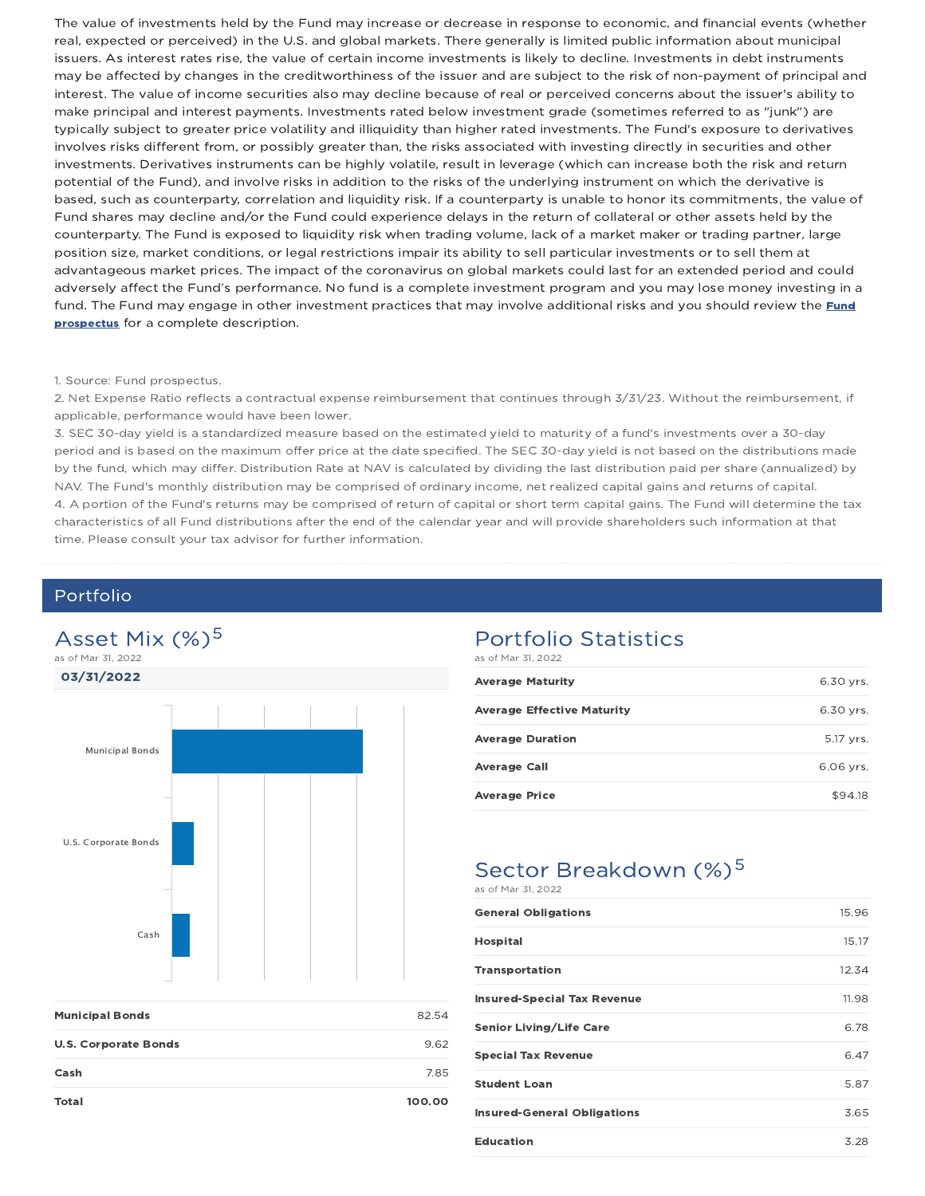The value of investments held by the Fund may increase or decrease in response to economic, and financial events (whether real, expected or perceived) in the U.S. and global markets. There generally is limited public information about municipal issuers. As interest rates rise, the value of certain income investments is likely to decline. Investments in debt instruments may be affected by changes in the creditworthiness of the issuer and are subject to the risk of non-payment of principal and interest. The value of income securities also may decline because of real or perceived concerns about the issuer's ability to make principal and interest payments. Investments rated below investment grade (sometimes referred to as "junk") are typically subject to greater price volatility and illiquidity than higher rated investments. The Fund's exposure to derivatives involves risks different from, or possibly greater than, the risks associated with investing directly in securities and other investments. Derivatives instruments can be highly volatile, result in leverage (which can increase both the risk and return potential of the Fund), and involve risks in addition to the risks of the underlying instrument on which the derivative is based, such as counterparty, correlation and liquidity risk. If a counterparty is unable to honor its commitments, the value of Fund shares may decline and/or the Fund could experience delays in the return of collateral or other assets held by the counterparty. The Fund is exposed to liquidity risk when trading volume, lack of a market maker or trading partner, large position size, market conditions, or legal restrictions impair its ability to sell particular investments or to sell them at advantageous market prices. The impact of the coronavirus on global markets could last for an extended period and could adversely affect the Fund's performance. No fund is a complete investment program and you may lose money investing in a fund. The Fund may engage in other investment practices that may involve additional risks and you should review the **Fund prospectus** for a complete description.

1. Source: Fund prospectus.
2. Net Expense Ratio reflects a contractual expense reimbursement that continues through 3/31/23. Without the reimbursement, if applicable, performance would have been lower.
3. SEC 30-day yield is a standardized measure based on the estimated yield to maturity of a fund's investments over a 30-day period and is based on the maximum offer price at the date specified. The SEC 30-day yield is not based on the distributions made by the fund, which may differ. Distribution Rate at NAV is calculated by dividing the last distribution paid per share (annualized) by NAV. The Fund's monthly distribution may be comprised of ordinary income, net realized capital gains and returns of capital.
4. A portion of the Fund's returns may be comprised of return of capital or short term capital gains. The Fund will determine the tax characteristics of all Fund distributions after the end of the calendar year and will provide shareholders such information at that time. Please consult your tax advisor for further information.

## Portfolio

### Asset Mix (%)[5]

as of Mar 31, 2022

**03/31/2022**

| | |
|---|---|
| **Municipal Bonds** | 82.54 |
| **U.S. Corporate Bonds** | 9.62 |
| **Cash** | 7.85 |
| **Total** | **100.00** |

### Portfolio Statistics

as of Mar 31, 2022

| | |
|---|---|
| **Average Maturity** | 6.30 yrs. |
| **Average Effective Maturity** | 6.30 yrs. |
| **Average Duration** | 5.17 yrs. |
| **Average Call** | 6.06 yrs. |
| **Average Price** | $94.18 |

### Sector Breakdown (%)[5]

as of Mar 31, 2022

| | |
|---|---|
| **General Obligations** | 15.96 |
| **Hospital** | 15.17 |
| **Transportation** | 12.34 |
| **Insured-Special Tax Revenue** | 11.98 |
| **Senior Living/Life Care** | 6.78 |
| **Special Tax Revenue** | 6.47 |
| **Student Loan** | 5.87 |
| **Insured-General Obligations** | 3.65 |
| **Education** | 3.28 |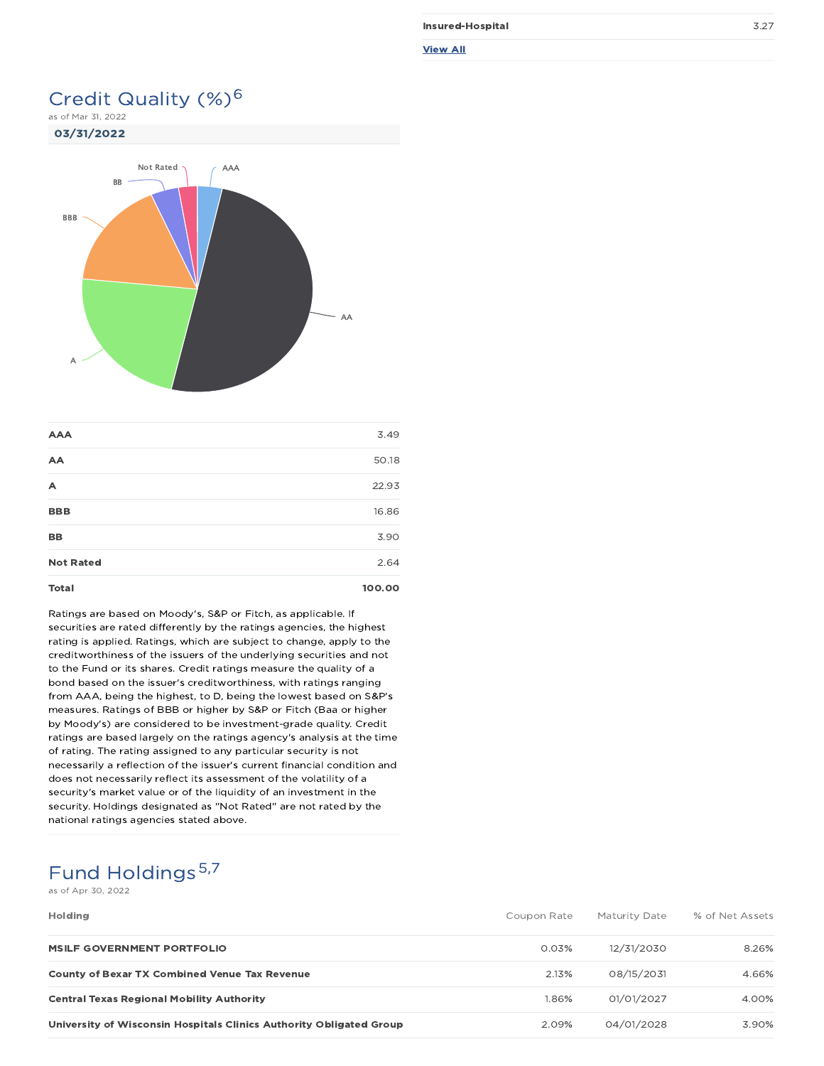| | |
|---|---|
| **Insured-Hospital** | 3.27 |

**View All**

## Credit Quality (%)[6]

as of Mar 31, 2022

**03/31/2022**

| | |
|---|---|
| **AAA** | 3.49 |
| **AA** | 50.18 |
| **A** | 22.93 |
| **BBB** | 16.86 |
| **BB** | 3.90 |
| **Not Rated** | 2.64 |
| **Total** | **100.00** |

Ratings are based on Moody's, S&P or Fitch, as applicable. If securities are rated differently by the ratings agencies, the highest rating is applied. Ratings, which are subject to change, apply to the creditworthiness of the issuers of the underlying securities and not to the Fund or its shares. Credit ratings measure the quality of a bond based on the issuer's creditworthiness, with ratings ranging from AAA, being the highest, to D, being the lowest based on S&P's measures. Ratings of BBB or higher by S&P or Fitch (Baa or higher by Moody's) are considered to be investment-grade quality. Credit ratings are based largely on the ratings agency's analysis at the time of rating. The rating assigned to any particular security is not necessarily a reflection of the issuer's current financial condition and does not necessarily reflect its assessment of the volatility of a security's market value or of the liquidity of an investment in the security. Holdings designated as "Not Rated" are not rated by the national ratings agencies stated above.

## Fund Holdings[5,7]

as of Apr 30, 2022

| Holding | Coupon Rate | Maturity Date | % of Net Assets |
|---|---|---|---|
| **MSILF GOVERNMENT PORTFOLIO** | 0.03% | 12/31/2030 | 8.26% |
| **County of Bexar TX Combined Venue Tax Revenue** | 2.13% | 08/15/2031 | 4.66% |
| **Central Texas Regional Mobility Authority** | 1.86% | 01/01/2027 | 4.00% |
| **University of Wisconsin Hospitals Clinics Authority Obligated Group** | 2.09% | 04/01/2028 | 3.90% |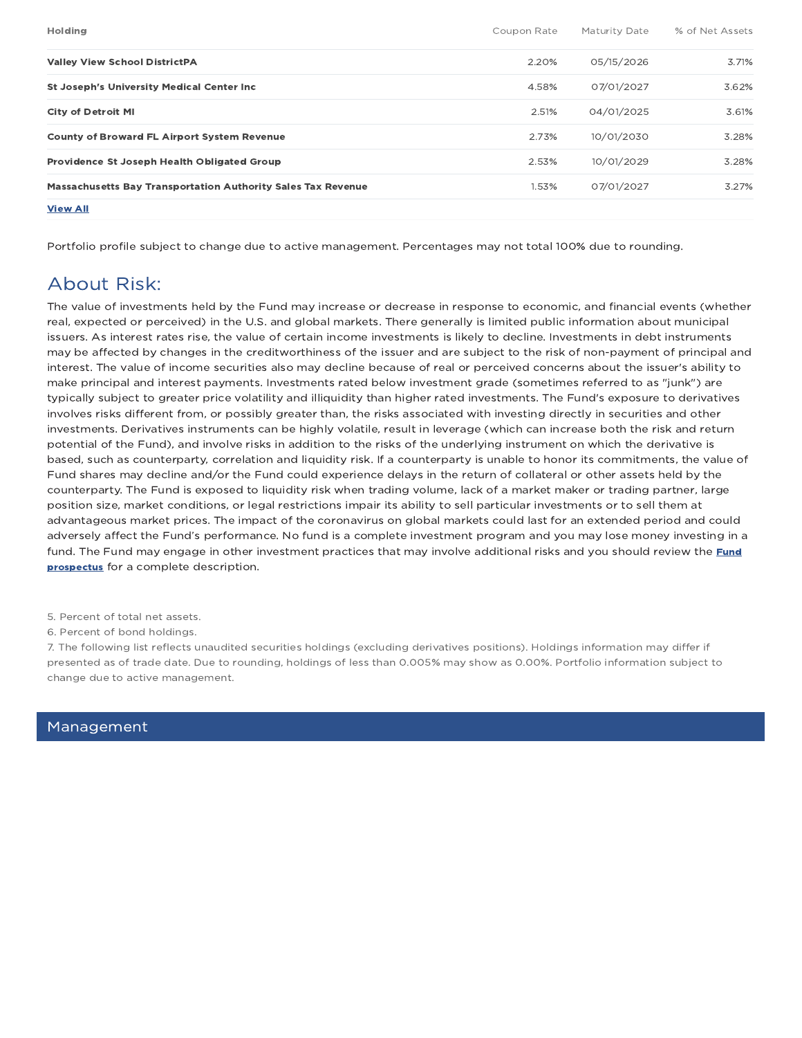| Holding | Coupon Rate | Maturity Date | % of Net Assets |
| --- | --- | --- | --- |
| **Valley View School DistrictPA** | 2.20% | 05/15/2026 | 3.71% |
| **St Joseph's University Medical Center Inc** | 4.58% | 07/01/2027 | 3.62% |
| **City of Detroit MI** | 2.51% | 04/01/2025 | 3.61% |
| **County of Broward FL Airport System Revenue** | 2.73% | 10/01/2030 | 3.28% |
| **Providence St Joseph Health Obligated Group** | 2.53% | 10/01/2029 | 3.28% |
| **Massachusetts Bay Transportation Authority Sales Tax Revenue** | 1.53% | 07/01/2027 | 3.27% |

**View All**

Portfolio profile subject to change due to active management. Percentages may not total 100% due to rounding.

## About Risk:

The value of investments held by the Fund may increase or decrease in response to economic, and financial events (whether real, expected or perceived) in the U.S. and global markets. There generally is limited public information about municipal issuers. As interest rates rise, the value of certain income investments is likely to decline. Investments in debt instruments may be affected by changes in the creditworthiness of the issuer and are subject to the risk of non-payment of principal and interest. The value of income securities also may decline because of real or perceived concerns about the issuer's ability to make principal and interest payments. Investments rated below investment grade (sometimes referred to as "junk") are typically subject to greater price volatility and illiquidity than higher rated investments. The Fund's exposure to derivatives involves risks different from, or possibly greater than, the risks associated with investing directly in securities and other investments. Derivatives instruments can be highly volatile, result in leverage (which can increase both the risk and return potential of the Fund), and involve risks in addition to the risks of the underlying instrument on which the derivative is based, such as counterparty, correlation and liquidity risk. If a counterparty is unable to honor its commitments, the value of Fund shares may decline and/or the Fund could experience delays in the return of collateral or other assets held by the counterparty. The Fund is exposed to liquidity risk when trading volume, lack of a market maker or trading partner, large position size, market conditions, or legal restrictions impair its ability to sell particular investments or to sell them at advantageous market prices. The impact of the coronavirus on global markets could last for an extended period and could adversely affect the Fund's performance. No fund is a complete investment program and you may lose money investing in a fund. The Fund may engage in other investment practices that may involve additional risks and you should review the **Fund prospectus** for a complete description.

5. Percent of total net assets.
6. Percent of bond holdings.
7. The following list reflects unaudited securities holdings (excluding derivatives positions). Holdings information may differ if presented as of trade date. Due to rounding, holdings of less than 0.005% may show as 0.00%. Portfolio information subject to change due to active management.

## Management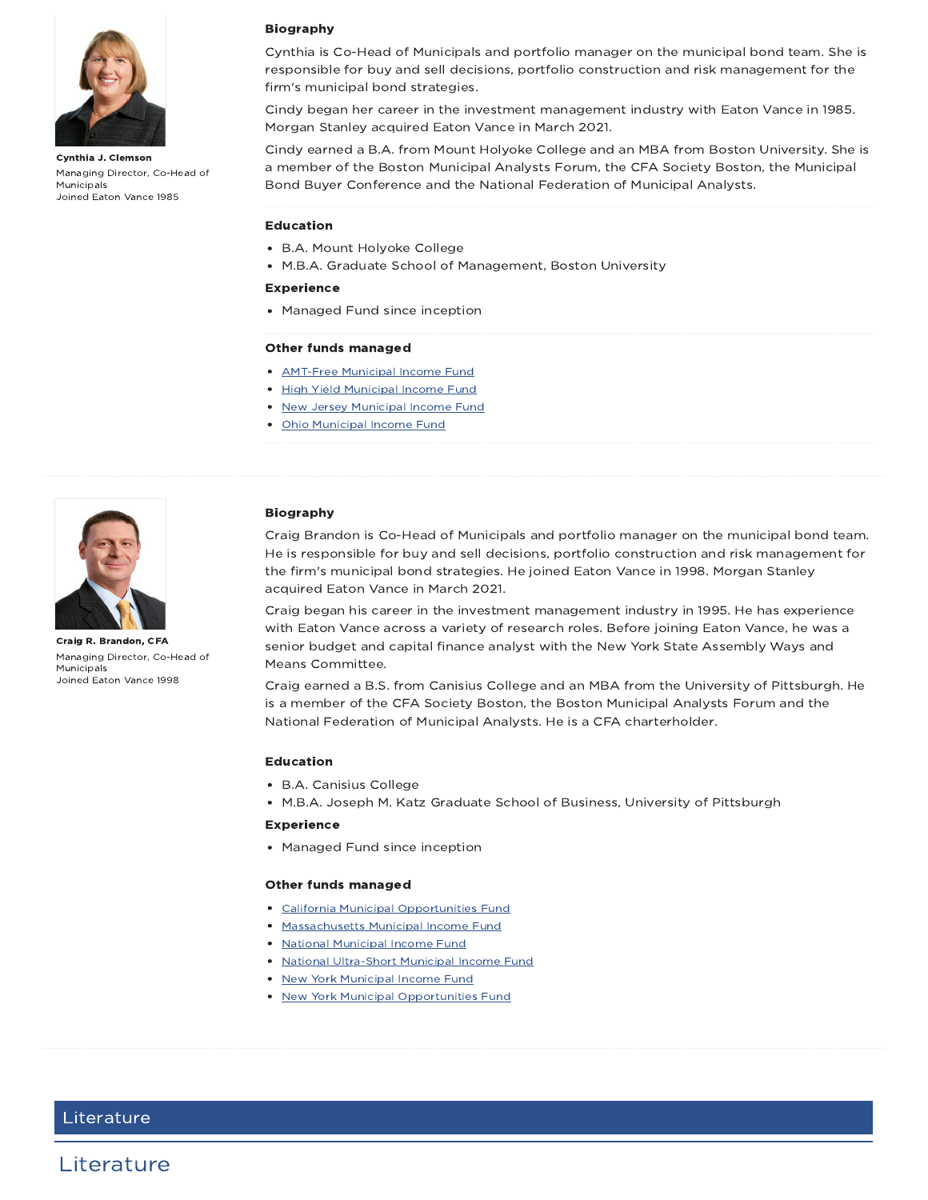**Cynthia J. Clemson**

Managing Director, Co-Head of Municipals

Joined Eaton Vance 1985

### Biography

Cynthia is Co-Head of Municipals and portfolio manager on the municipal bond team. She is responsible for buy and sell decisions, portfolio construction and risk management for the firm's municipal bond strategies.

Cindy began her career in the investment management industry with Eaton Vance in 1985. Morgan Stanley acquired Eaton Vance in March 2021.

Cindy earned a B.A. from Mount Holyoke College and an MBA from Boston University. She is a member of the Boston Municipal Analysts Forum, the CFA Society Boston, the Municipal Bond Buyer Conference and the National Federation of Municipal Analysts.

### Education

- B.A. Mount Holyoke College
- M.B.A. Graduate School of Management, Boston University

### Experience

- Managed Fund since inception

### Other funds managed

- AMT-Free Municipal Income Fund
- High Yield Municipal Income Fund
- New Jersey Municipal Income Fund
- Ohio Municipal Income Fund

---

**Craig R. Brandon, CFA**

Managing Director, Co-Head of Municipals

Joined Eaton Vance 1998

### Biography

Craig Brandon is Co-Head of Municipals and portfolio manager on the municipal bond team. He is responsible for buy and sell decisions, portfolio construction and risk management for the firm's municipal bond strategies. He joined Eaton Vance in 1998. Morgan Stanley acquired Eaton Vance in March 2021.

Craig began his career in the investment management industry in 1995. He has experience with Eaton Vance across a variety of research roles. Before joining Eaton Vance, he was a senior budget and capital finance analyst with the New York State Assembly Ways and Means Committee.

Craig earned a B.S. from Canisius College and an MBA from the University of Pittsburgh. He is a member of the CFA Society Boston, the Boston Municipal Analysts Forum and the National Federation of Municipal Analysts. He is a CFA charterholder.

### Education

- B.A. Canisius College
- M.B.A. Joseph M. Katz Graduate School of Business, University of Pittsburgh

### Experience

- Managed Fund since inception

### Other funds managed

- California Municipal Opportunities Fund
- Massachusetts Municipal Income Fund
- National Municipal Income Fund
- National Ultra-Short Municipal Income Fund
- New York Municipal Income Fund
- New York Municipal Opportunities Fund

## Literature

## Literature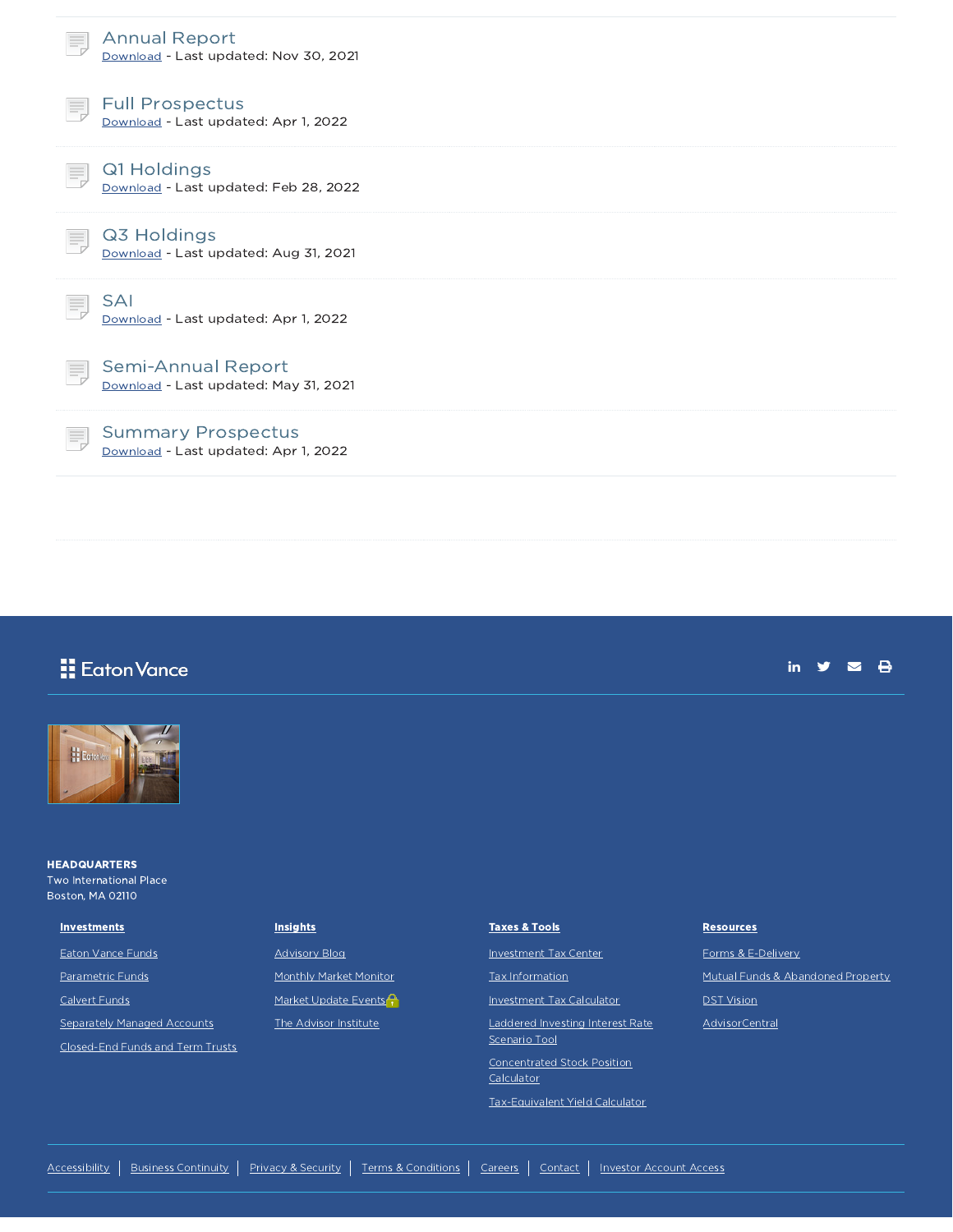### Annual Report
Download - Last updated: Nov 30, 2021

### Full Prospectus
Download - Last updated: Apr 1, 2022

### Q1 Holdings
Download - Last updated: Feb 28, 2022

### Q3 Holdings
Download - Last updated: Aug 31, 2021

### SAI
Download - Last updated: Apr 1, 2022

### Semi-Annual Report
Download - Last updated: May 31, 2021

### Summary Prospectus
Download - Last updated: Apr 1, 2022

Eaton Vance

**HEADQUARTERS**
Two International Place
Boston, MA 02110

**Investments**

- Eaton Vance Funds
- Parametric Funds
- Calvert Funds
- Separately Managed Accounts
- Closed-End Funds and Term Trusts

**Insights**

- Advisory Blog
- Monthly Market Monitor
- Market Update Events
- The Advisor Institute

**Taxes & Tools**

- Investment Tax Center
- Tax Information
- Investment Tax Calculator
- Laddered Investing Interest Rate Scenario Tool
- Concentrated Stock Position Calculator
- Tax-Equivalent Yield Calculator

**Resources**

- Forms & E-Delivery
- Mutual Funds & Abandoned Property
- DST Vision
- AdvisorCentral

Accessibility | Business Continuity | Privacy & Security | Terms & Conditions | Careers | Contact | Investor Account Access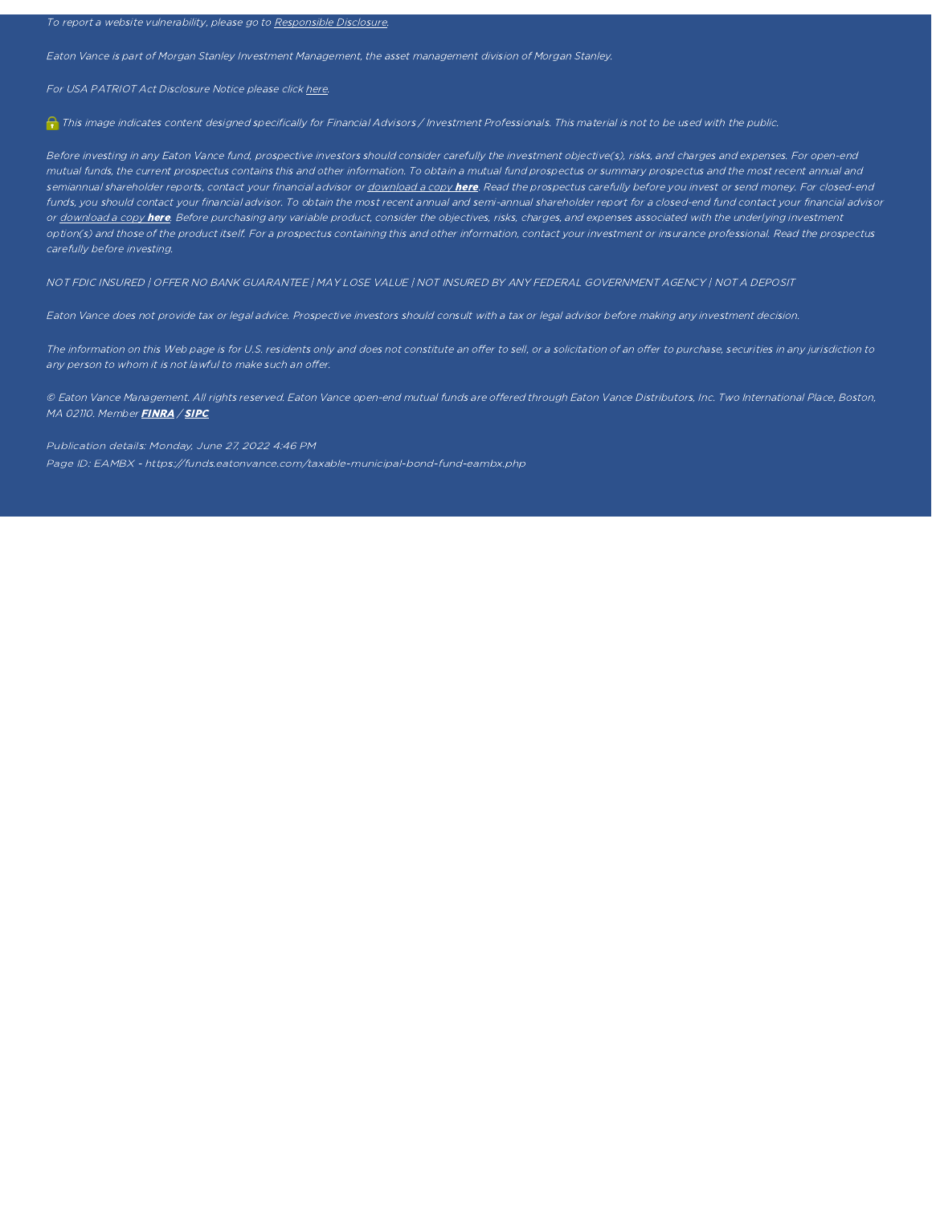*To report a website vulnerability, please go to Responsible Disclosure.*

*Eaton Vance is part of Morgan Stanley Investment Management, the asset management division of Morgan Stanley.*

*For USA PATRIOT Act Disclosure Notice please click here.*

*This image indicates content designed specifically for Financial Advisors / Investment Professionals. This material is not to be used with the public.*

*Before investing in any Eaton Vance fund, prospective investors should consider carefully the investment objective(s), risks, and charges and expenses. For open-end mutual funds, the current prospectus contains this and other information. To obtain a mutual fund prospectus or summary prospectus and the most recent annual and semiannual shareholder reports, contact your financial advisor or download a copy **here**. Read the prospectus carefully before you invest or send money. For closed-end funds, you should contact your financial advisor. To obtain the most recent annual and semi-annual shareholder report for a closed-end fund contact your financial advisor or download a copy **here**. Before purchasing any variable product, consider the objectives, risks, charges, and expenses associated with the underlying investment option(s) and those of the product itself. For a prospectus containing this and other information, contact your investment or insurance professional. Read the prospectus carefully before investing.*

*NOT FDIC INSURED | OFFER NO BANK GUARANTEE | MAY LOSE VALUE | NOT INSURED BY ANY FEDERAL GOVERNMENT AGENCY | NOT A DEPOSIT*

*Eaton Vance does not provide tax or legal advice. Prospective investors should consult with a tax or legal advisor before making any investment decision.*

*The information on this Web page is for U.S. residents only and does not constitute an offer to sell, or a solicitation of an offer to purchase, securities in any jurisdiction to any person to whom it is not lawful to make such an offer.*

*© Eaton Vance Management. All rights reserved. Eaton Vance open-end mutual funds are offered through Eaton Vance Distributors, Inc. Two International Place, Boston, MA 02110. Member **FINRA** / **SIPC***

*Publication details: Monday, June 27, 2022 4:46 PM*
*Page ID: EAMBX - https://funds.eatonvance.com/taxable-municipal-bond-fund-eambx.php*